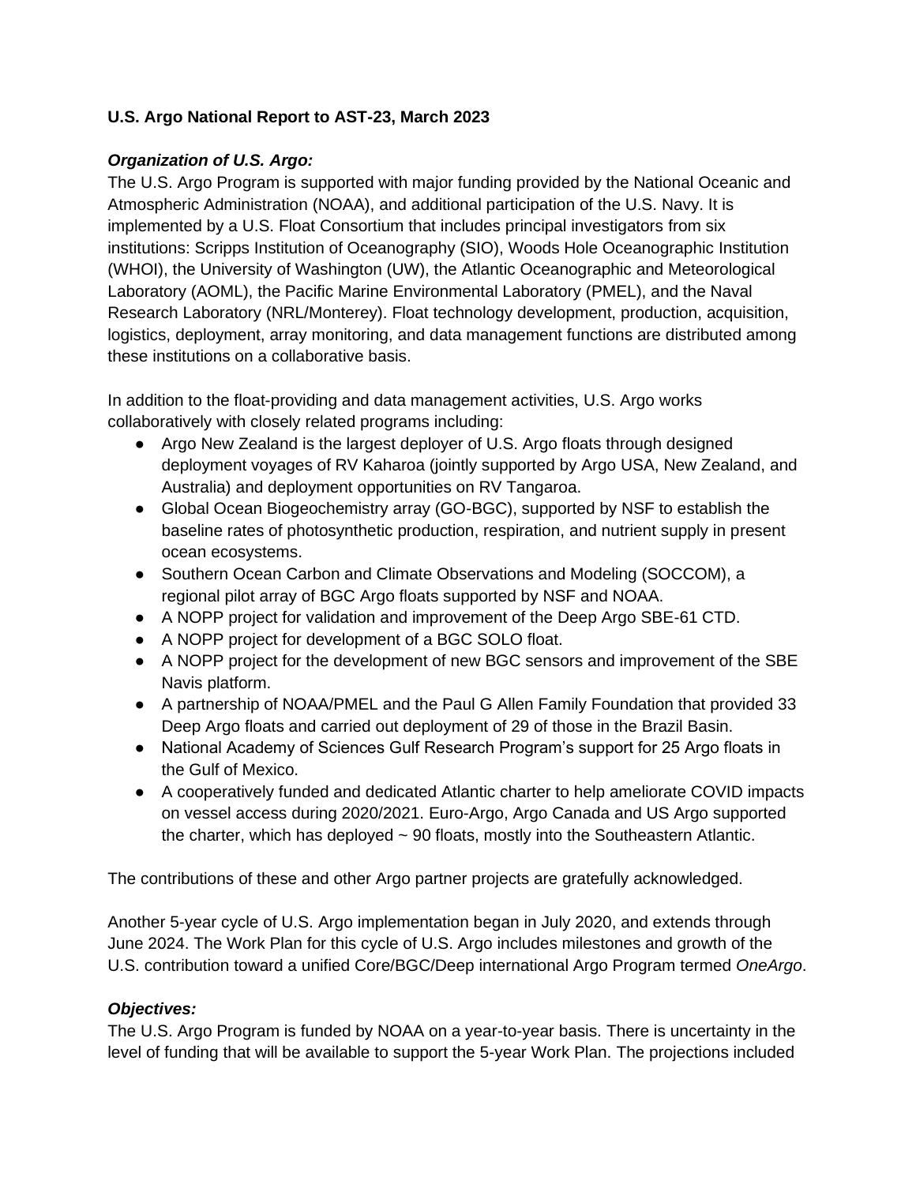**U.S. Argo National Report to AST-23, March 2023**

***Organization of U.S. Argo:***

The U.S. Argo Program is supported with major funding provided by the National Oceanic and Atmospheric Administration (NOAA), and additional participation of the U.S. Navy. It is implemented by a U.S. Float Consortium that includes principal investigators from six institutions: Scripps Institution of Oceanography (SIO), Woods Hole Oceanographic Institution (WHOI), the University of Washington (UW), the Atlantic Oceanographic and Meteorological Laboratory (AOML), the Pacific Marine Environmental Laboratory (PMEL), and the Naval Research Laboratory (NRL/Monterey). Float technology development, production, acquisition, logistics, deployment, array monitoring, and data management functions are distributed among these institutions on a collaborative basis.

In addition to the float-providing and data management activities, U.S. Argo works collaboratively with closely related programs including:

- Argo New Zealand is the largest deployer of U.S. Argo floats through designed deployment voyages of RV Kaharoa (jointly supported by Argo USA, New Zealand, and Australia) and deployment opportunities on RV Tangaroa.
- Global Ocean Biogeochemistry array (GO-BGC), supported by NSF to establish the baseline rates of photosynthetic production, respiration, and nutrient supply in present ocean ecosystems.
- Southern Ocean Carbon and Climate Observations and Modeling (SOCCOM), a regional pilot array of BGC Argo floats supported by NSF and NOAA.
- A NOPP project for validation and improvement of the Deep Argo SBE-61 CTD.
- A NOPP project for development of a BGC SOLO float.
- A NOPP project for the development of new BGC sensors and improvement of the SBE Navis platform.
- A partnership of NOAA/PMEL and the Paul G Allen Family Foundation that provided 33 Deep Argo floats and carried out deployment of 29 of those in the Brazil Basin.
- National Academy of Sciences Gulf Research Program's support for 25 Argo floats in the Gulf of Mexico.
- A cooperatively funded and dedicated Atlantic charter to help ameliorate COVID impacts on vessel access during 2020/2021. Euro-Argo, Argo Canada and US Argo supported the charter, which has deployed ~ 90 floats, mostly into the Southeastern Atlantic.

The contributions of these and other Argo partner projects are gratefully acknowledged.

Another 5-year cycle of U.S. Argo implementation began in July 2020, and extends through June 2024. The Work Plan for this cycle of U.S. Argo includes milestones and growth of the U.S. contribution toward a unified Core/BGC/Deep international Argo Program termed *OneArgo*.

***Objectives:***

The U.S. Argo Program is funded by NOAA on a year-to-year basis. There is uncertainty in the level of funding that will be available to support the 5-year Work Plan. The projections included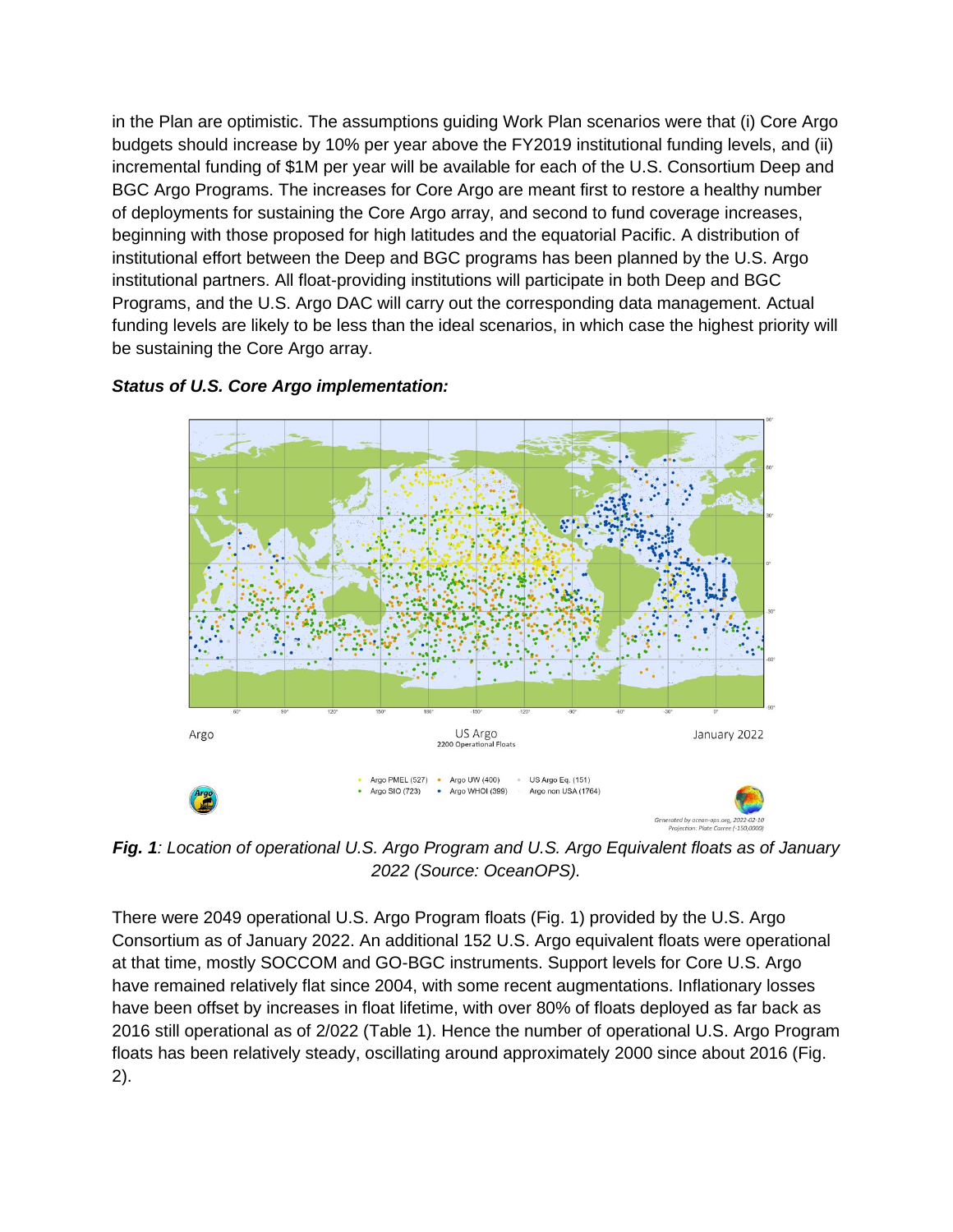in the Plan are optimistic. The assumptions guiding Work Plan scenarios were that (i) Core Argo budgets should increase by 10% per year above the FY2019 institutional funding levels, and (ii) incremental funding of $1M per year will be available for each of the U.S. Consortium Deep and BGC Argo Programs. The increases for Core Argo are meant first to restore a healthy number of deployments for sustaining the Core Argo array, and second to fund coverage increases, beginning with those proposed for high latitudes and the equatorial Pacific. A distribution of institutional effort between the Deep and BGC programs has been planned by the U.S. Argo institutional partners. All float-providing institutions will participate in both Deep and BGC Programs, and the U.S. Argo DAC will carry out the corresponding data management. Actual funding levels are likely to be less than the ideal scenarios, in which case the highest priority will be sustaining the Core Argo array.

***Status of U.S. Core Argo implementation:***

***Fig. 1****: Location of operational U.S. Argo Program and U.S. Argo Equivalent floats as of January 2022 (Source: OceanOPS).*

There were 2049 operational U.S. Argo Program floats (Fig. 1) provided by the U.S. Argo Consortium as of January 2022. An additional 152 U.S. Argo equivalent floats were operational at that time, mostly SOCCOM and GO-BGC instruments. Support levels for Core U.S. Argo have remained relatively flat since 2004, with some recent augmentations. Inflationary losses have been offset by increases in float lifetime, with over 80% of floats deployed as far back as 2016 still operational as of 2/022 (Table 1). Hence the number of operational U.S. Argo Program floats has been relatively steady, oscillating around approximately 2000 since about 2016 (Fig. 2).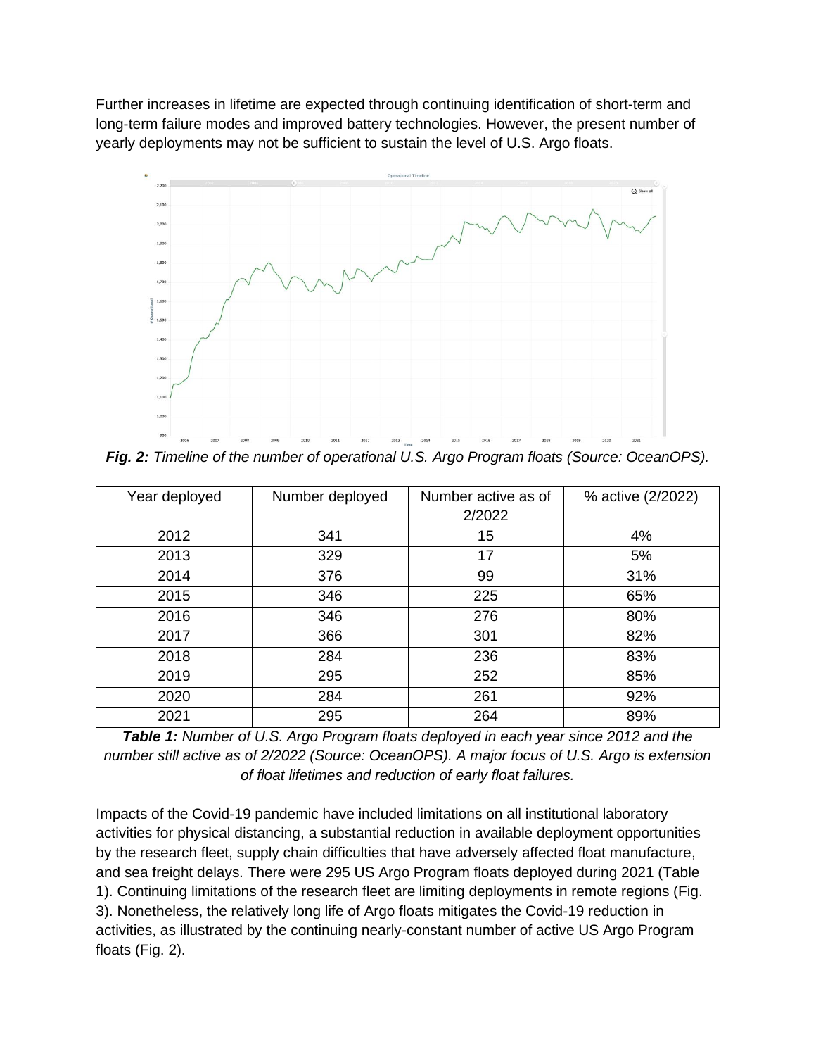Further increases in lifetime are expected through continuing identification of short-term and long-term failure modes and improved battery technologies. However, the present number of yearly deployments may not be sufficient to sustain the level of U.S. Argo floats.

***Fig. 2:*** *Timeline of the number of operational U.S. Argo Program floats (Source: OceanOPS).*

| Year deployed | Number deployed | Number active as of 2/2022 | % active (2/2022) |
|---|---|---|---|
| 2012 | 341 | 15 | 4% |
| 2013 | 329 | 17 | 5% |
| 2014 | 376 | 99 | 31% |
| 2015 | 346 | 225 | 65% |
| 2016 | 346 | 276 | 80% |
| 2017 | 366 | 301 | 82% |
| 2018 | 284 | 236 | 83% |
| 2019 | 295 | 252 | 85% |
| 2020 | 284 | 261 | 92% |
| 2021 | 295 | 264 | 89% |

***Table 1:*** *Number of U.S. Argo Program floats deployed in each year since 2012 and the number still active as of 2/2022 (Source: OceanOPS). A major focus of U.S. Argo is extension of float lifetimes and reduction of early float failures.*

Impacts of the Covid-19 pandemic have included limitations on all institutional laboratory activities for physical distancing, a substantial reduction in available deployment opportunities by the research fleet, supply chain difficulties that have adversely affected float manufacture, and sea freight delays. There were 295 US Argo Program floats deployed during 2021 (Table 1). Continuing limitations of the research fleet are limiting deployments in remote regions (Fig. 3). Nonetheless, the relatively long life of Argo floats mitigates the Covid-19 reduction in activities, as illustrated by the continuing nearly-constant number of active US Argo Program floats (Fig. 2).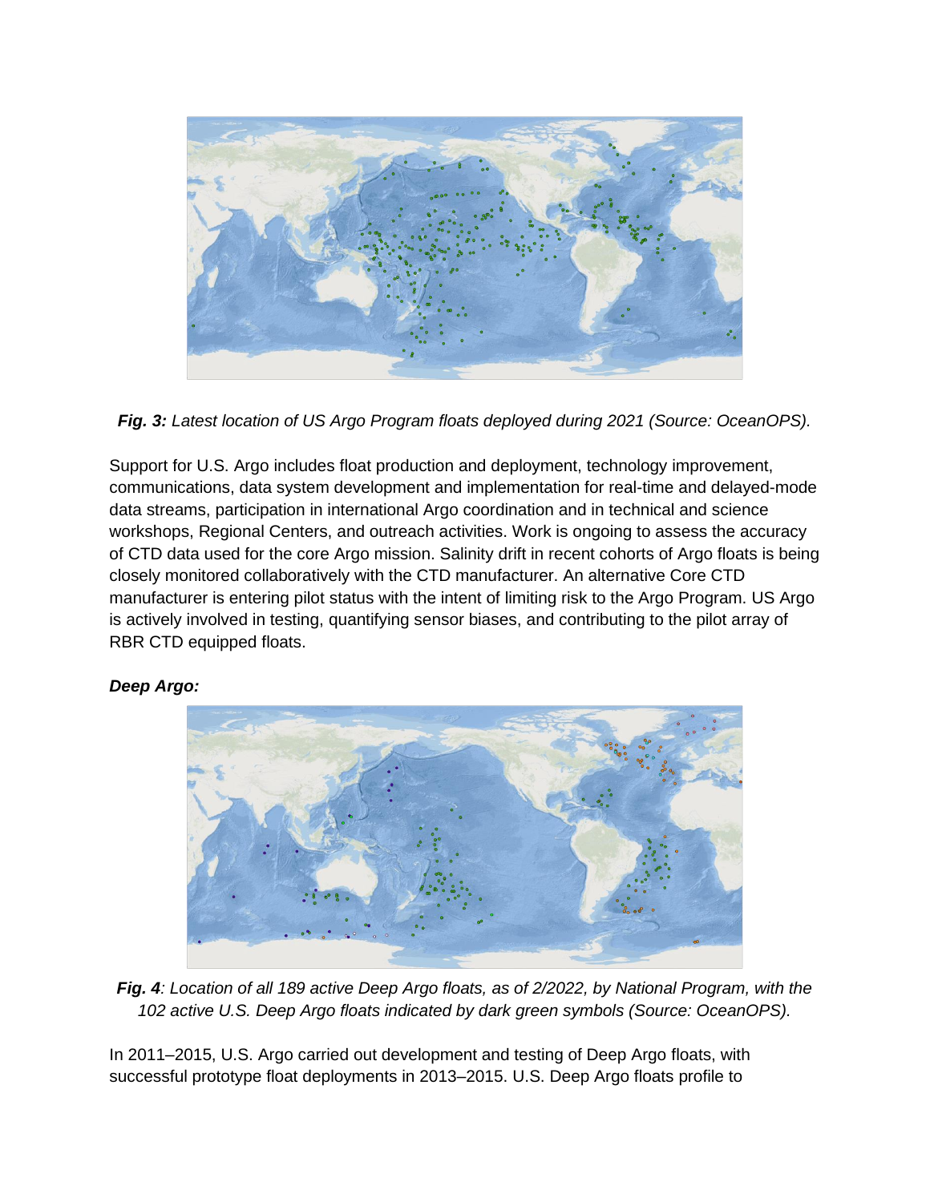***Fig. 3:*** *Latest location of US Argo Program floats deployed during 2021 (Source: OceanOPS).*

Support for U.S. Argo includes float production and deployment, technology improvement, communications, data system development and implementation for real-time and delayed-mode data streams, participation in international Argo coordination and in technical and science workshops, Regional Centers, and outreach activities. Work is ongoing to assess the accuracy of CTD data used for the core Argo mission. Salinity drift in recent cohorts of Argo floats is being closely monitored collaboratively with the CTD manufacturer. An alternative Core CTD manufacturer is entering pilot status with the intent of limiting risk to the Argo Program. US Argo is actively involved in testing, quantifying sensor biases, and contributing to the pilot array of RBR CTD equipped floats.

***Deep Argo:***

***Fig. 4****: Location of all 189 active Deep Argo floats, as of 2/2022, by National Program, with the 102 active U.S. Deep Argo floats indicated by dark green symbols (Source: OceanOPS).*

In 2011–2015, U.S. Argo carried out development and testing of Deep Argo floats, with successful prototype float deployments in 2013–2015. U.S. Deep Argo floats profile to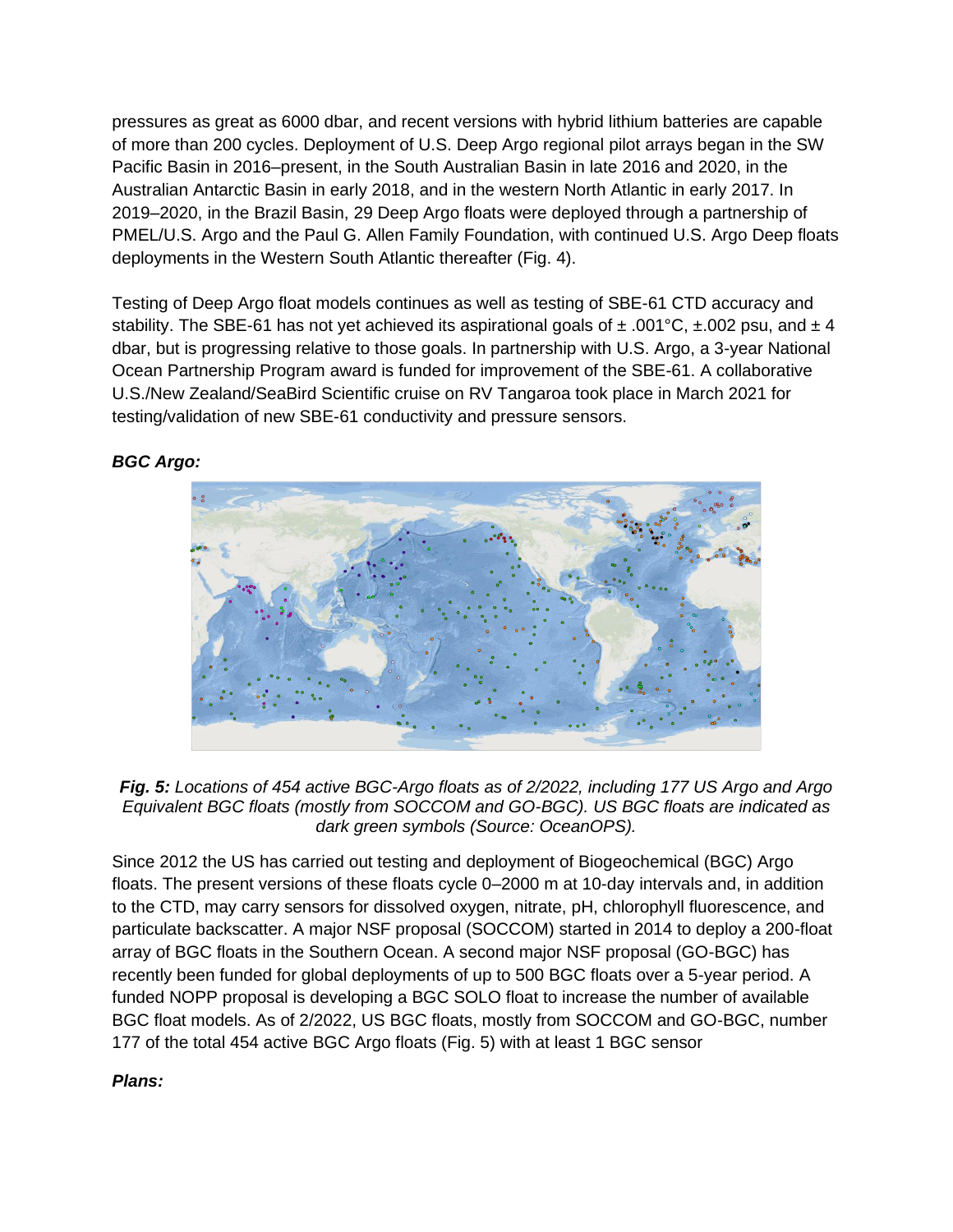pressures as great as 6000 dbar, and recent versions with hybrid lithium batteries are capable of more than 200 cycles. Deployment of U.S. Deep Argo regional pilot arrays began in the SW Pacific Basin in 2016–present, in the South Australian Basin in late 2016 and 2020, in the Australian Antarctic Basin in early 2018, and in the western North Atlantic in early 2017. In 2019–2020, in the Brazil Basin, 29 Deep Argo floats were deployed through a partnership of PMEL/U.S. Argo and the Paul G. Allen Family Foundation, with continued U.S. Argo Deep floats deployments in the Western South Atlantic thereafter (Fig. 4).

Testing of Deep Argo float models continues as well as testing of SBE-61 CTD accuracy and stability. The SBE-61 has not yet achieved its aspirational goals of ± .001°C, ±.002 psu, and ± 4 dbar, but is progressing relative to those goals. In partnership with U.S. Argo, a 3-year National Ocean Partnership Program award is funded for improvement of the SBE-61. A collaborative U.S./New Zealand/SeaBird Scientific cruise on RV Tangaroa took place in March 2021 for testing/validation of new SBE-61 conductivity and pressure sensors.

***BGC Argo:***

***Fig. 5:*** *Locations of 454 active BGC-Argo floats as of 2/2022, including 177 US Argo and Argo Equivalent BGC floats (mostly from SOCCOM and GO-BGC). US BGC floats are indicated as dark green symbols (Source: OceanOPS).*

Since 2012 the US has carried out testing and deployment of Biogeochemical (BGC) Argo floats. The present versions of these floats cycle 0–2000 m at 10-day intervals and, in addition to the CTD, may carry sensors for dissolved oxygen, nitrate, pH, chlorophyll fluorescence, and particulate backscatter. A major NSF proposal (SOCCOM) started in 2014 to deploy a 200-float array of BGC floats in the Southern Ocean. A second major NSF proposal (GO-BGC) has recently been funded for global deployments of up to 500 BGC floats over a 5-year period. A funded NOPP proposal is developing a BGC SOLO float to increase the number of available BGC float models. As of 2/2022, US BGC floats, mostly from SOCCOM and GO-BGC, number 177 of the total 454 active BGC Argo floats (Fig. 5) with at least 1 BGC sensor

***Plans:***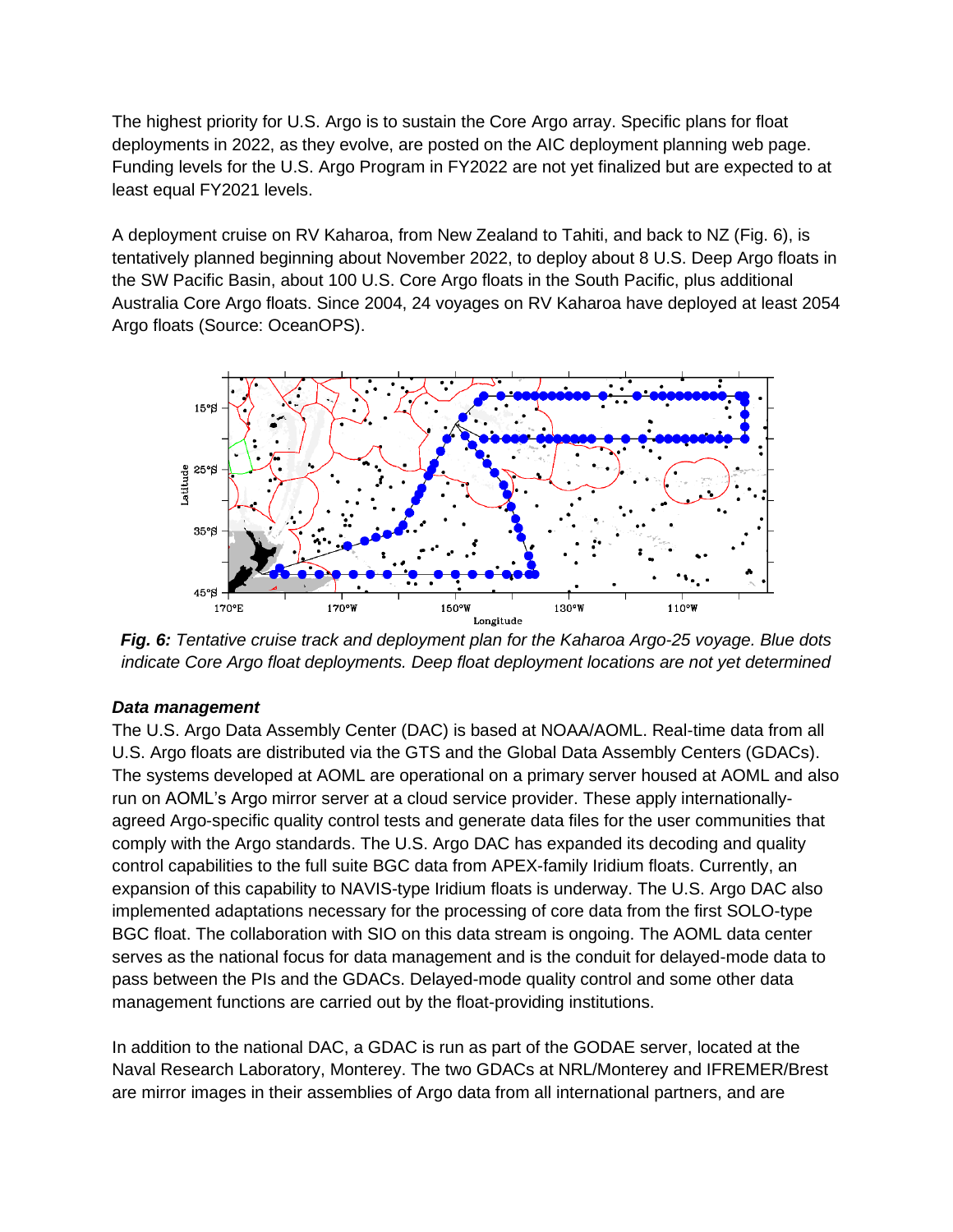The highest priority for U.S. Argo is to sustain the Core Argo array. Specific plans for float deployments in 2022, as they evolve, are posted on the AIC deployment planning web page. Funding levels for the U.S. Argo Program in FY2022 are not yet finalized but are expected to at least equal FY2021 levels.

A deployment cruise on RV Kaharoa, from New Zealand to Tahiti, and back to NZ (Fig. 6), is tentatively planned beginning about November 2022, to deploy about 8 U.S. Deep Argo floats in the SW Pacific Basin, about 100 U.S. Core Argo floats in the South Pacific, plus additional Australia Core Argo floats. Since 2004, 24 voyages on RV Kaharoa have deployed at least 2054 Argo floats (Source: OceanOPS).

***Fig. 6:*** *Tentative cruise track and deployment plan for the Kaharoa Argo-25 voyage. Blue dots indicate Core Argo float deployments. Deep float deployment locations are not yet determined*

***Data management***

The U.S. Argo Data Assembly Center (DAC) is based at NOAA/AOML. Real-time data from all U.S. Argo floats are distributed via the GTS and the Global Data Assembly Centers (GDACs). The systems developed at AOML are operational on a primary server housed at AOML and also run on AOML's Argo mirror server at a cloud service provider. These apply internationally-agreed Argo-specific quality control tests and generate data files for the user communities that comply with the Argo standards. The U.S. Argo DAC has expanded its decoding and quality control capabilities to the full suite BGC data from APEX-family Iridium floats. Currently, an expansion of this capability to NAVIS-type Iridium floats is underway. The U.S. Argo DAC also implemented adaptations necessary for the processing of core data from the first SOLO-type BGC float. The collaboration with SIO on this data stream is ongoing. The AOML data center serves as the national focus for data management and is the conduit for delayed-mode data to pass between the PIs and the GDACs. Delayed-mode quality control and some other data management functions are carried out by the float-providing institutions.

In addition to the national DAC, a GDAC is run as part of the GODAE server, located at the Naval Research Laboratory, Monterey. The two GDACs at NRL/Monterey and IFREMER/Brest are mirror images in their assemblies of Argo data from all international partners, and are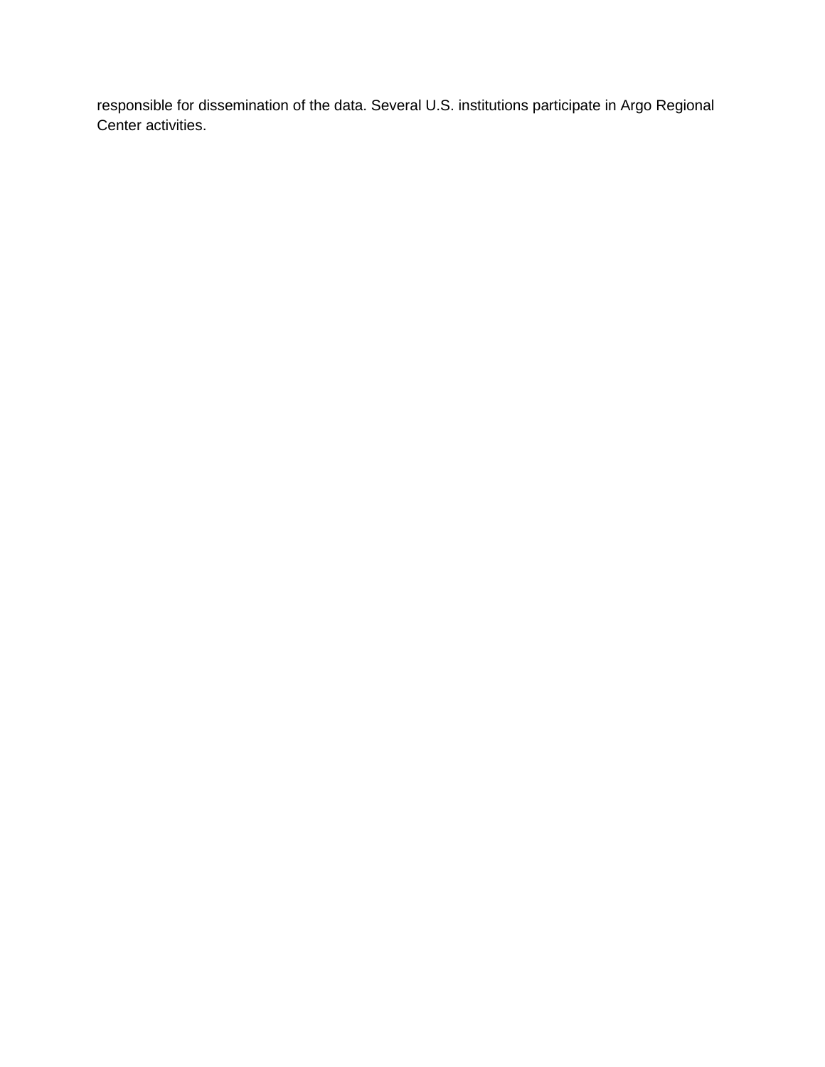responsible for dissemination of the data. Several U.S. institutions participate in Argo Regional Center activities.